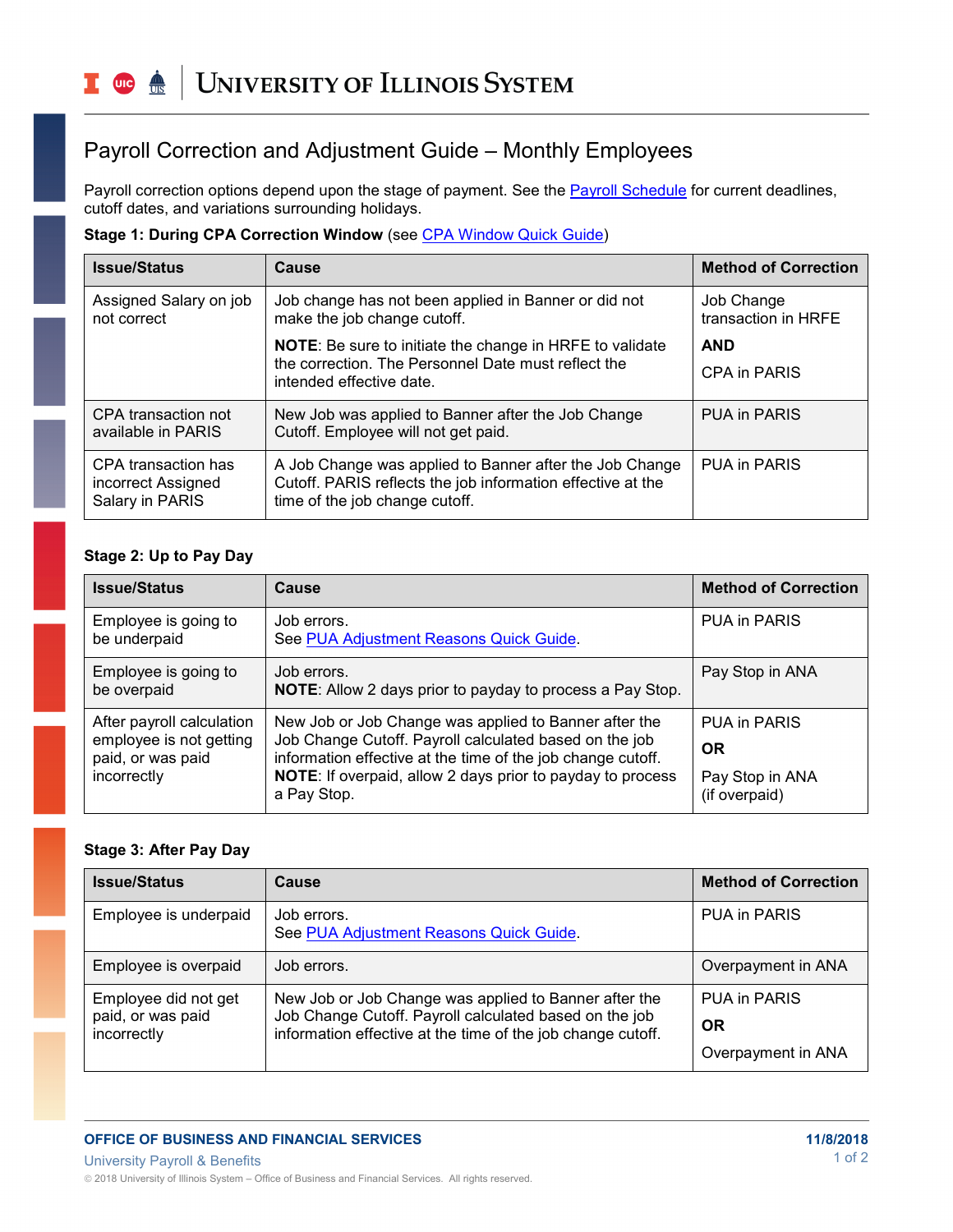# Payroll Correction and Adjustment Guide – Monthly Employees

Payroll correction options depend upon the stage of payment. See the Payroll Schedule for current deadlines, cutoff dates, and variations surrounding holidays.

**Stage 1: During CPA Correction Window** (see CPA Window Quick Guide)

| Issue/Status | Cause | Method of Correction |
|---|---|---|
| Assigned Salary on job not correct | Job change has not been applied in Banner or did not make the job change cutoff.<br><br>**NOTE**: Be sure to initiate the change in HRFE to validate the correction. The Personnel Date must reflect the intended effective date. | Job Change transaction in HRFE<br><br>**AND**<br><br>CPA in PARIS |
| CPA transaction not available in PARIS | New Job was applied to Banner after the Job Change Cutoff. Employee will not get paid. | PUA in PARIS |
| CPA transaction has incorrect Assigned Salary in PARIS | A Job Change was applied to Banner after the Job Change Cutoff. PARIS reflects the job information effective at the time of the job change cutoff. | PUA in PARIS |

**Stage 2: Up to Pay Day**

| Issue/Status | Cause | Method of Correction |
|---|---|---|
| Employee is going to be underpaid | Job errors.<br>See PUA Adjustment Reasons Quick Guide. | PUA in PARIS |
| Employee is going to be overpaid | Job errors.<br>**NOTE**: Allow 2 days prior to payday to process a Pay Stop. | Pay Stop in ANA |
| After payroll calculation employee is not getting paid, or was paid incorrectly | New Job or Job Change was applied to Banner after the Job Change Cutoff. Payroll calculated based on the job information effective at the time of the job change cutoff.<br>**NOTE**: If overpaid, allow 2 days prior to payday to process a Pay Stop. | PUA in PARIS<br><br>**OR**<br><br>Pay Stop in ANA (if overpaid) |

**Stage 3: After Pay Day**

| Issue/Status | Cause | Method of Correction |
|---|---|---|
| Employee is underpaid | Job errors.<br>See PUA Adjustment Reasons Quick Guide. | PUA in PARIS |
| Employee is overpaid | Job errors. | Overpayment in ANA |
| Employee did not get paid, or was paid incorrectly | New Job or Job Change was applied to Banner after the Job Change Cutoff. Payroll calculated based on the job information effective at the time of the job change cutoff. | PUA in PARIS<br><br>**OR**<br><br>Overpayment in ANA |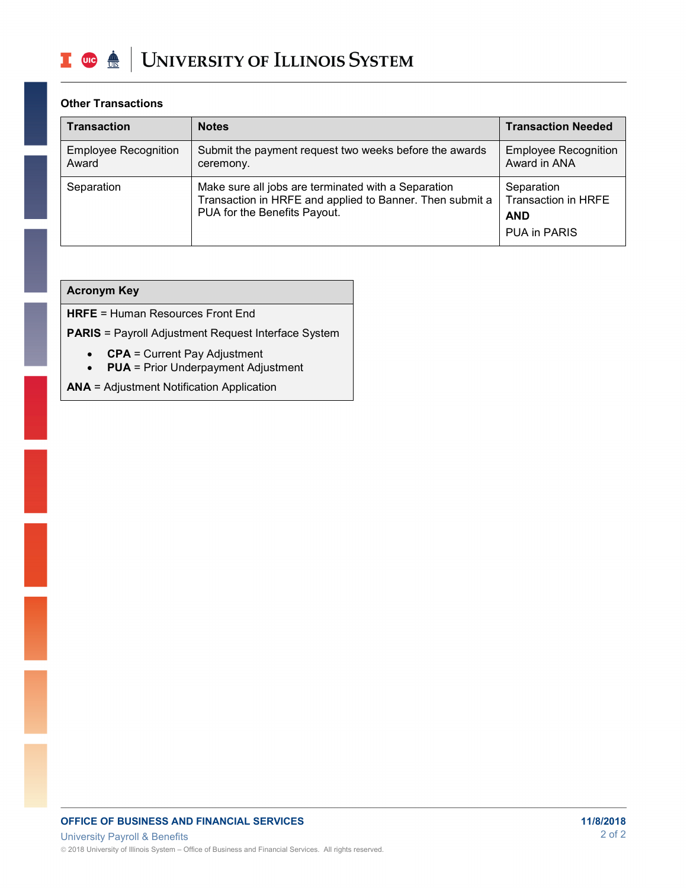### Other Transactions

| Transaction | Notes | Transaction Needed |
|---|---|---|
| Employee Recognition Award | Submit the payment request two weeks before the awards ceremony. | Employee Recognition Award in ANA |
| Separation | Make sure all jobs are terminated with a Separation Transaction in HRFE and applied to Banner. Then submit a PUA for the Benefits Payout. | Separation Transaction in HRFE **AND** PUA in PARIS |

| Acronym Key |
|---|
| **HRFE** = Human Resources Front End |
| **PARIS** = Payroll Adjustment Request Interface System<br>• **CPA** = Current Pay Adjustment<br>• **PUA** = Prior Underpayment Adjustment |
| **ANA** = Adjustment Notification Application |

**OFFICE OF BUSINESS AND FINANCIAL SERVICES**

University Payroll & Benefits

**11/8/2018**

© 2018 University of Illinois System – Office of Business and Financial Services. All rights reserved.